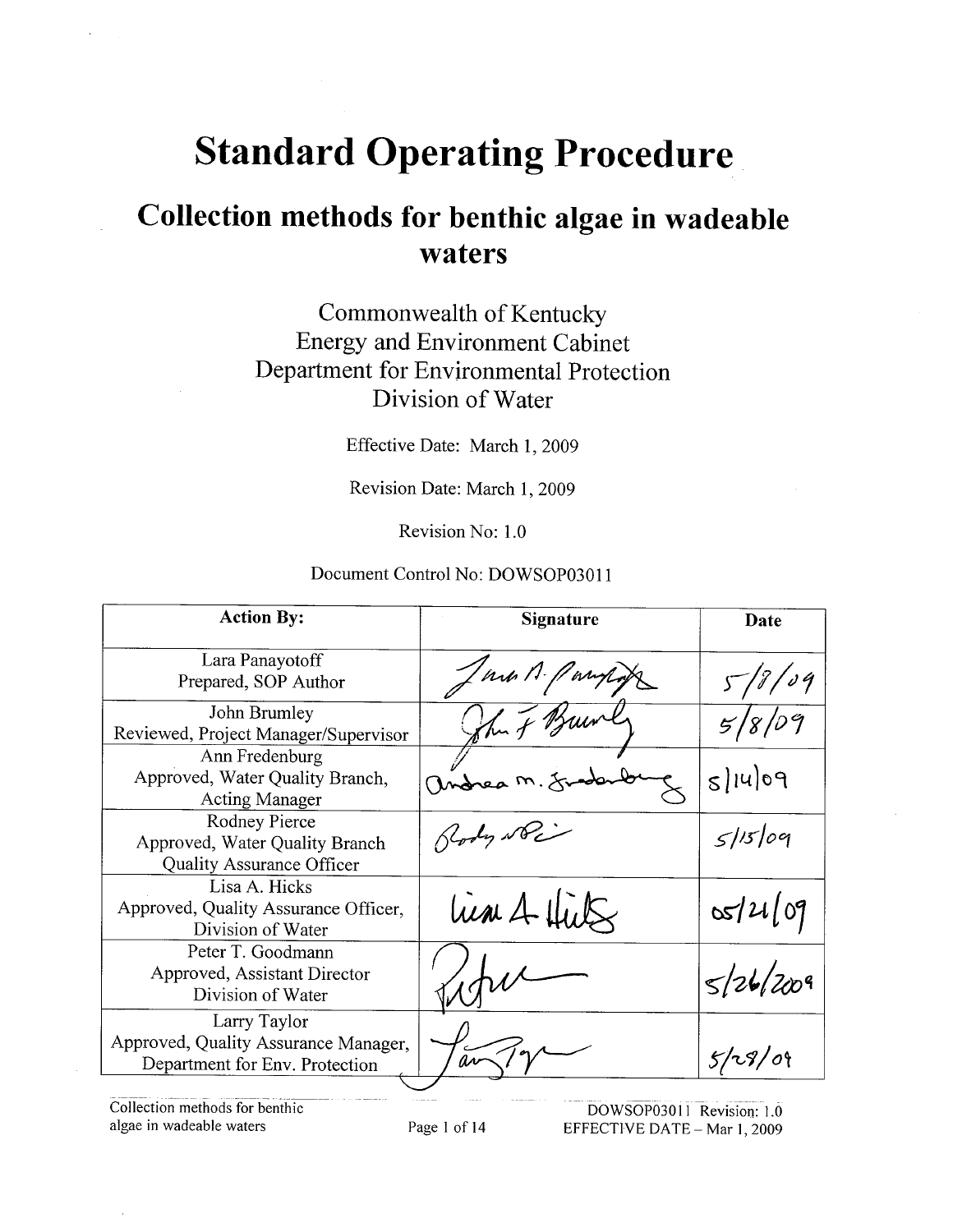# Standard Operating Procedure

## Collection methods for benthic algae in wadeable waters

Commonwealth of Kentucky
Energy and Environment Cabinet
Department for Environmental Protection
Division of Water

Effective Date: March 1, 2009

Revision Date: March 1, 2009

Revision No: 1.0

Document Control No: DOWSOP03011

| Action By: | Signature | Date |
|---|---|---|
| Lara Panayotoff<br>Prepared, SOP Author | | 5/8/09 |
| John Brumley<br>Reviewed, Project Manager/Supervisor | | 5/8/09 |
| Ann Fredenburg<br>Approved, Water Quality Branch, Acting Manager | | 5/14/09 |
| Rodney Pierce<br>Approved, Water Quality Branch Quality Assurance Officer | | 5/15/09 |
| Lisa A. Hicks<br>Approved, Quality Assurance Officer, Division of Water | | 05/21/09 |
| Peter T. Goodmann<br>Approved, Assistant Director Division of Water | | 5/26/2009 |
| Larry Taylor<br>Approved, Quality Assurance Manager, Department for Env. Protection | | 5/29/09 |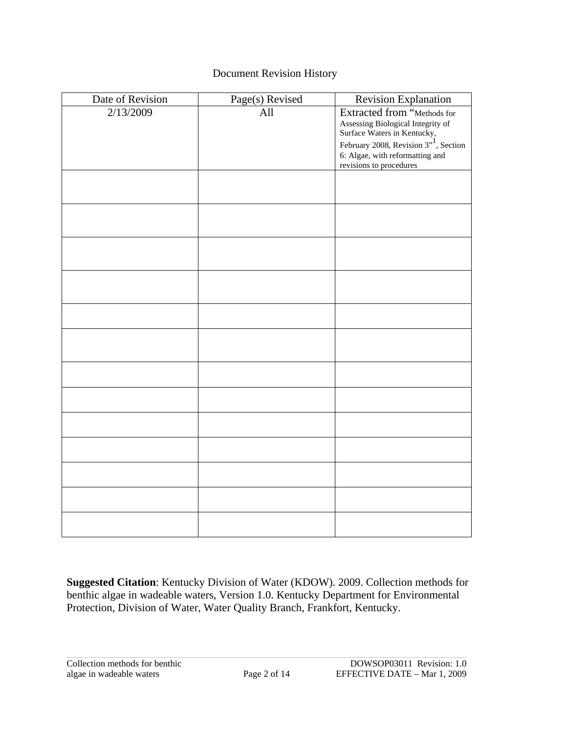Document Revision History

| Date of Revision | Page(s) Revised | Revision Explanation |
| --- | --- | --- |
| 2/13/2009 | All | Extracted from "Methods for Assessing Biological Integrity of Surface Waters in Kentucky, February 2008, Revision 3"[1], Section 6: Algae, with reformatting and revisions to procedures |
| | | |
| | | |
| | | |
| | | |
| | | |
| | | |
| | | |
| | | |
| | | |
| | | |
| | | |
| | | |
| | | |

**Suggested Citation**: Kentucky Division of Water (KDOW). 2009. Collection methods for benthic algae in wadeable waters, Version 1.0. Kentucky Department for Environmental Protection, Division of Water, Water Quality Branch, Frankfort, Kentucky.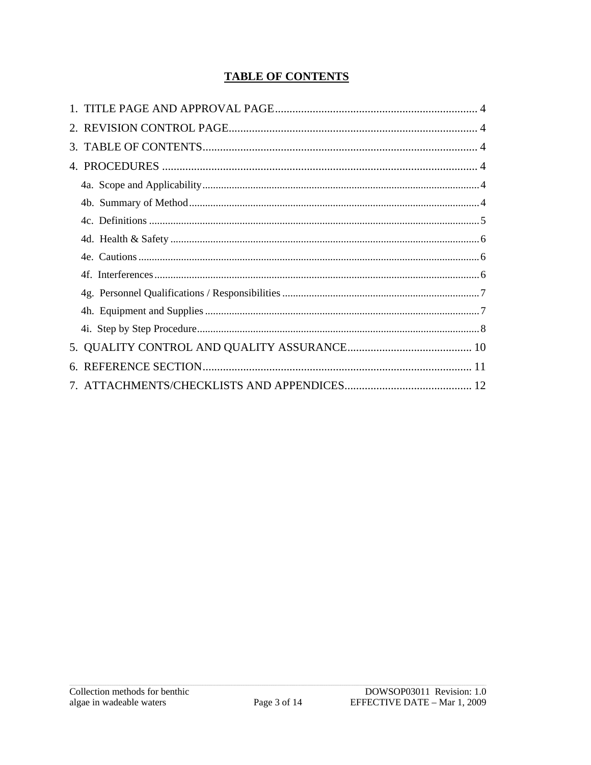## TABLE OF CONTENTS

1. TITLE PAGE AND APPROVAL PAGE ...................................................................... 4
2. REVISION CONTROL PAGE ....................................................................................... 4
3. TABLE OF CONTENTS ................................................................................................ 4
4. PROCEDURES ............................................................................................................. 4
   - 4a. Scope and Applicability ........................................................................................ 4
   - 4b. Summary of Method ............................................................................................. 4
   - 4c. Definitions ............................................................................................................ 5
   - 4d. Health & Safety .................................................................................................... 6
   - 4e. Cautions ............................................................................................................... 6
   - 4f. Interferences ......................................................................................................... 6
   - 4g. Personnel Qualifications / Responsibilities .......................................................... 7
   - 4h. Equipment and Supplies ....................................................................................... 7
   - 4i. Step by Step Procedure .......................................................................................... 8
5. QUALITY CONTROL AND QUALITY ASSURANCE ........................................... 10
6. REFERENCE SECTION ............................................................................................. 11
7. ATTACHMENTS/CHECKLISTS AND APPENDICES ............................................ 12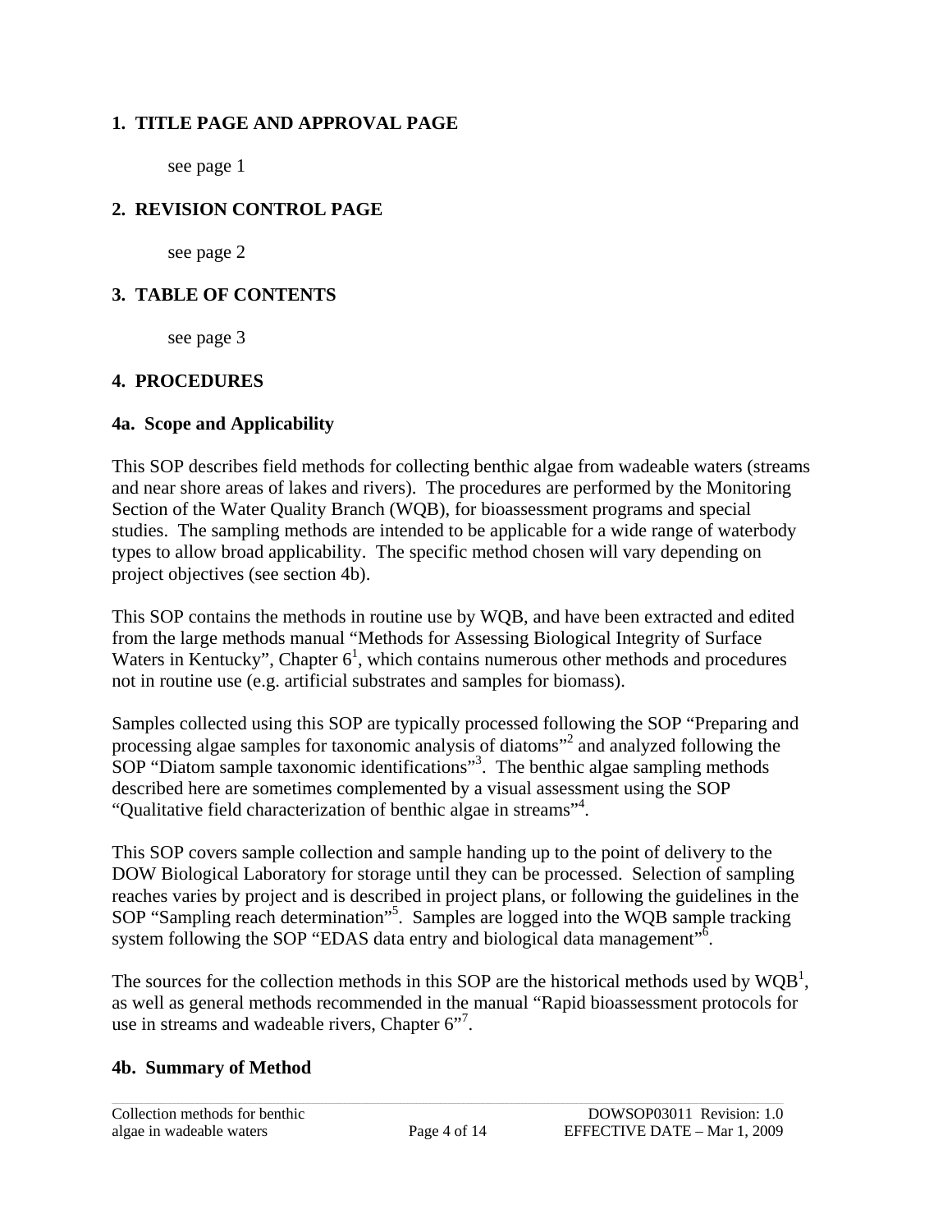## 1. TITLE PAGE AND APPROVAL PAGE

see page 1

## 2. REVISION CONTROL PAGE

see page 2

## 3. TABLE OF CONTENTS

see page 3

## 4. PROCEDURES

### 4a. Scope and Applicability

This SOP describes field methods for collecting benthic algae from wadeable waters (streams and near shore areas of lakes and rivers). The procedures are performed by the Monitoring Section of the Water Quality Branch (WQB), for bioassessment programs and special studies. The sampling methods are intended to be applicable for a wide range of waterbody types to allow broad applicability. The specific method chosen will vary depending on project objectives (see section 4b).

This SOP contains the methods in routine use by WQB, and have been extracted and edited from the large methods manual "Methods for Assessing Biological Integrity of Surface Waters in Kentucky", Chapter 6[1], which contains numerous other methods and procedures not in routine use (e.g. artificial substrates and samples for biomass).

Samples collected using this SOP are typically processed following the SOP "Preparing and processing algae samples for taxonomic analysis of diatoms"[2] and analyzed following the SOP "Diatom sample taxonomic identifications"[3]. The benthic algae sampling methods described here are sometimes complemented by a visual assessment using the SOP "Qualitative field characterization of benthic algae in streams"[4].

This SOP covers sample collection and sample handing up to the point of delivery to the DOW Biological Laboratory for storage until they can be processed. Selection of sampling reaches varies by project and is described in project plans, or following the guidelines in the SOP "Sampling reach determination"[5]. Samples are logged into the WQB sample tracking system following the SOP "EDAS data entry and biological data management"[6].

The sources for the collection methods in this SOP are the historical methods used by WQB[1], as well as general methods recommended in the manual "Rapid bioassessment protocols for use in streams and wadeable rivers, Chapter 6"[7].

### 4b. Summary of Method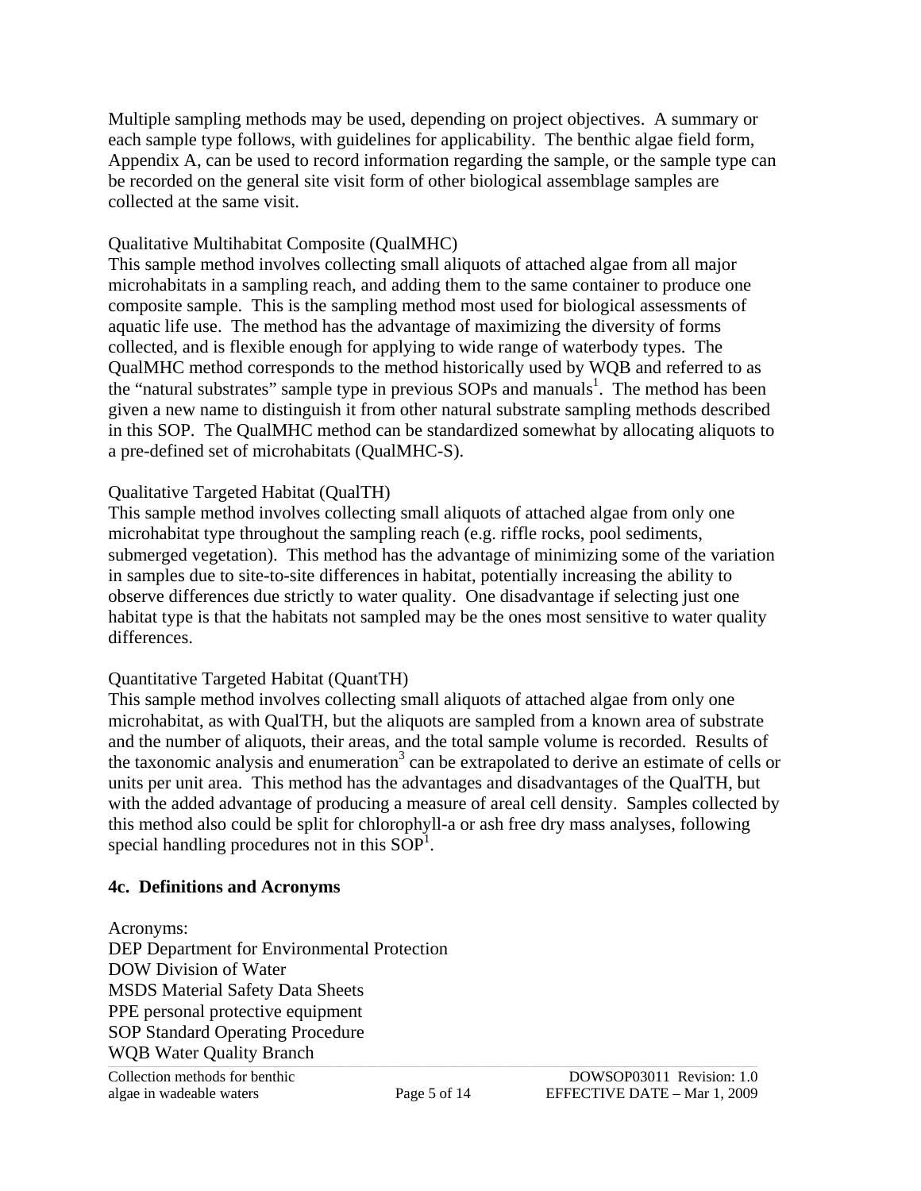Multiple sampling methods may be used, depending on project objectives. A summary or each sample type follows, with guidelines for applicability. The benthic algae field form, Appendix A, can be used to record information regarding the sample, or the sample type can be recorded on the general site visit form of other biological assemblage samples are collected at the same visit.

Qualitative Multihabitat Composite (QualMHC)
This sample method involves collecting small aliquots of attached algae from all major microhabitats in a sampling reach, and adding them to the same container to produce one composite sample. This is the sampling method most used for biological assessments of aquatic life use. The method has the advantage of maximizing the diversity of forms collected, and is flexible enough for applying to wide range of waterbody types. The QualMHC method corresponds to the method historically used by WQB and referred to as the "natural substrates" sample type in previous SOPs and manuals[1]. The method has been given a new name to distinguish it from other natural substrate sampling methods described in this SOP. The QualMHC method can be standardized somewhat by allocating aliquots to a pre-defined set of microhabitats (QualMHC-S).

Qualitative Targeted Habitat (QualTH)
This sample method involves collecting small aliquots of attached algae from only one microhabitat type throughout the sampling reach (e.g. riffle rocks, pool sediments, submerged vegetation). This method has the advantage of minimizing some of the variation in samples due to site-to-site differences in habitat, potentially increasing the ability to observe differences due strictly to water quality. One disadvantage if selecting just one habitat type is that the habitats not sampled may be the ones most sensitive to water quality differences.

Quantitative Targeted Habitat (QuantTH)
This sample method involves collecting small aliquots of attached algae from only one microhabitat, as with QualTH, but the aliquots are sampled from a known area of substrate and the number of aliquots, their areas, and the total sample volume is recorded. Results of the taxonomic analysis and enumeration[3] can be extrapolated to derive an estimate of cells or units per unit area. This method has the advantages and disadvantages of the QualTH, but with the added advantage of producing a measure of areal cell density. Samples collected by this method also could be split for chlorophyll-a or ash free dry mass analyses, following special handling procedures not in this SOP[1].

### 4c. Definitions and Acronyms

Acronyms:
DEP Department for Environmental Protection
DOW Division of Water
MSDS Material Safety Data Sheets
PPE personal protective equipment
SOP Standard Operating Procedure
WQB Water Quality Branch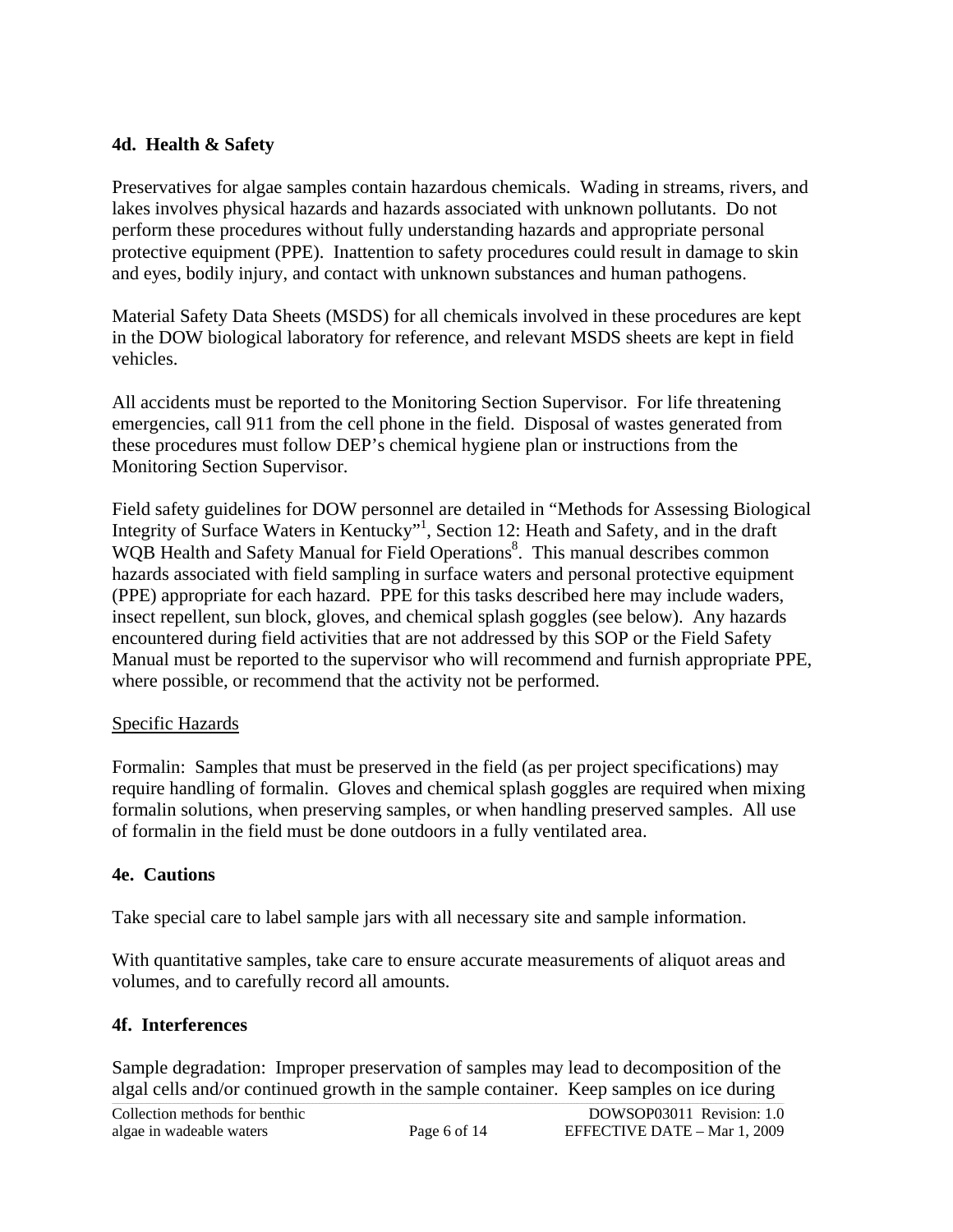## 4d. Health & Safety

Preservatives for algae samples contain hazardous chemicals. Wading in streams, rivers, and lakes involves physical hazards and hazards associated with unknown pollutants. Do not perform these procedures without fully understanding hazards and appropriate personal protective equipment (PPE). Inattention to safety procedures could result in damage to skin and eyes, bodily injury, and contact with unknown substances and human pathogens.

Material Safety Data Sheets (MSDS) for all chemicals involved in these procedures are kept in the DOW biological laboratory for reference, and relevant MSDS sheets are kept in field vehicles.

All accidents must be reported to the Monitoring Section Supervisor. For life threatening emergencies, call 911 from the cell phone in the field. Disposal of wastes generated from these procedures must follow DEP's chemical hygiene plan or instructions from the Monitoring Section Supervisor.

Field safety guidelines for DOW personnel are detailed in "Methods for Assessing Biological Integrity of Surface Waters in Kentucky"[1], Section 12: Heath and Safety, and in the draft WQB Health and Safety Manual for Field Operations[8]. This manual describes common hazards associated with field sampling in surface waters and personal protective equipment (PPE) appropriate for each hazard. PPE for this tasks described here may include waders, insect repellent, sun block, gloves, and chemical splash goggles (see below). Any hazards encountered during field activities that are not addressed by this SOP or the Field Safety Manual must be reported to the supervisor who will recommend and furnish appropriate PPE, where possible, or recommend that the activity not be performed.

Specific Hazards

Formalin: Samples that must be preserved in the field (as per project specifications) may require handling of formalin. Gloves and chemical splash goggles are required when mixing formalin solutions, when preserving samples, or when handling preserved samples. All use of formalin in the field must be done outdoors in a fully ventilated area.

## 4e. Cautions

Take special care to label sample jars with all necessary site and sample information.

With quantitative samples, take care to ensure accurate measurements of aliquot areas and volumes, and to carefully record all amounts.

## 4f. Interferences

Sample degradation: Improper preservation of samples may lead to decomposition of the algal cells and/or continued growth in the sample container. Keep samples on ice during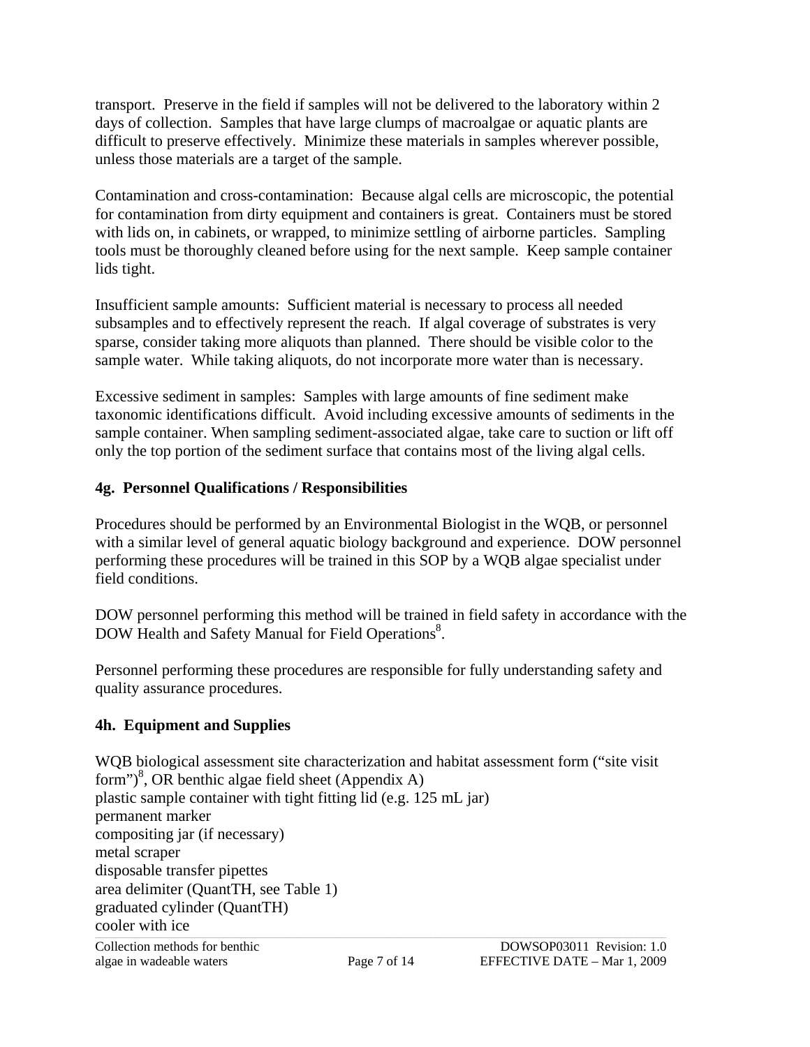transport. Preserve in the field if samples will not be delivered to the laboratory within 2 days of collection. Samples that have large clumps of macroalgae or aquatic plants are difficult to preserve effectively. Minimize these materials in samples wherever possible, unless those materials are a target of the sample.

Contamination and cross-contamination: Because algal cells are microscopic, the potential for contamination from dirty equipment and containers is great. Containers must be stored with lids on, in cabinets, or wrapped, to minimize settling of airborne particles. Sampling tools must be thoroughly cleaned before using for the next sample. Keep sample container lids tight.

Insufficient sample amounts: Sufficient material is necessary to process all needed subsamples and to effectively represent the reach. If algal coverage of substrates is very sparse, consider taking more aliquots than planned. There should be visible color to the sample water. While taking aliquots, do not incorporate more water than is necessary.

Excessive sediment in samples: Samples with large amounts of fine sediment make taxonomic identifications difficult. Avoid including excessive amounts of sediments in the sample container. When sampling sediment-associated algae, take care to suction or lift off only the top portion of the sediment surface that contains most of the living algal cells.

## 4g. Personnel Qualifications / Responsibilities

Procedures should be performed by an Environmental Biologist in the WQB, or personnel with a similar level of general aquatic biology background and experience. DOW personnel performing these procedures will be trained in this SOP by a WQB algae specialist under field conditions.

DOW personnel performing this method will be trained in field safety in accordance with the DOW Health and Safety Manual for Field Operations[8].

Personnel performing these procedures are responsible for fully understanding safety and quality assurance procedures.

## 4h. Equipment and Supplies

WQB biological assessment site characterization and habitat assessment form ("site visit form")[8], OR benthic algae field sheet (Appendix A)
plastic sample container with tight fitting lid (e.g. 125 mL jar)
permanent marker
compositing jar (if necessary)
metal scraper
disposable transfer pipettes
area delimiter (QuantTH, see Table 1)
graduated cylinder (QuantTH)
cooler with ice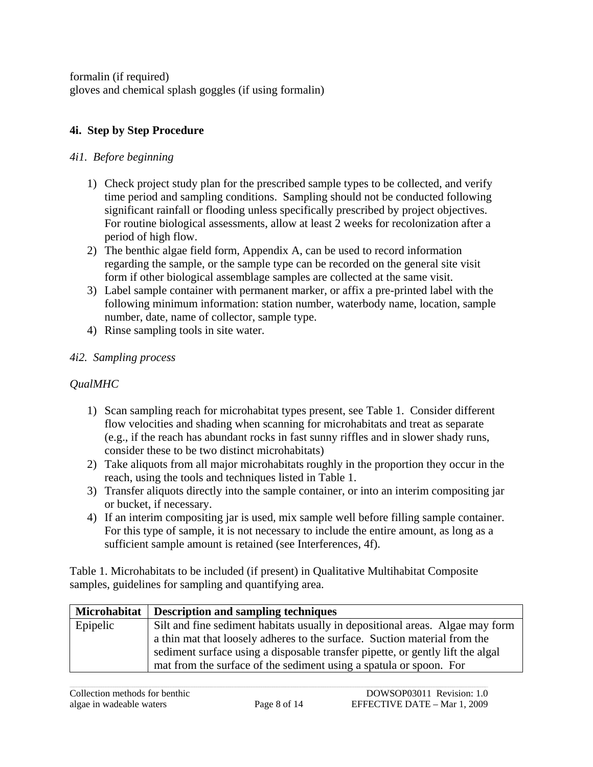formalin (if required)
gloves and chemical splash goggles (if using formalin)

### 4i. Step by Step Procedure

*4i1. Before beginning*

1) Check project study plan for the prescribed sample types to be collected, and verify time period and sampling conditions. Sampling should not be conducted following significant rainfall or flooding unless specifically prescribed by project objectives. For routine biological assessments, allow at least 2 weeks for recolonization after a period of high flow.
2) The benthic algae field form, Appendix A, can be used to record information regarding the sample, or the sample type can be recorded on the general site visit form if other biological assemblage samples are collected at the same visit.
3) Label sample container with permanent marker, or affix a pre-printed label with the following minimum information: station number, waterbody name, location, sample number, date, name of collector, sample type.
4) Rinse sampling tools in site water.

*4i2. Sampling process*

*QualMHC*

1) Scan sampling reach for microhabitat types present, see Table 1. Consider different flow velocities and shading when scanning for microhabitats and treat as separate (e.g., if the reach has abundant rocks in fast sunny riffles and in slower shady runs, consider these to be two distinct microhabitats)
2) Take aliquots from all major microhabitats roughly in the proportion they occur in the reach, using the tools and techniques listed in Table 1.
3) Transfer aliquots directly into the sample container, or into an interim compositing jar or bucket, if necessary.
4) If an interim compositing jar is used, mix sample well before filling sample container. For this type of sample, it is not necessary to include the entire amount, as long as a sufficient sample amount is retained (see Interferences, 4f).

Table 1. Microhabitats to be included (if present) in Qualitative Multihabitat Composite samples, guidelines for sampling and quantifying area.

| Microhabitat | Description and sampling techniques |
|---|---|
| Epipelic | Silt and fine sediment habitats usually in depositional areas. Algae may form a thin mat that loosely adheres to the surface. Suction material from the sediment surface using a disposable transfer pipette, or gently lift the algal mat from the surface of the sediment using a spatula or spoon. For |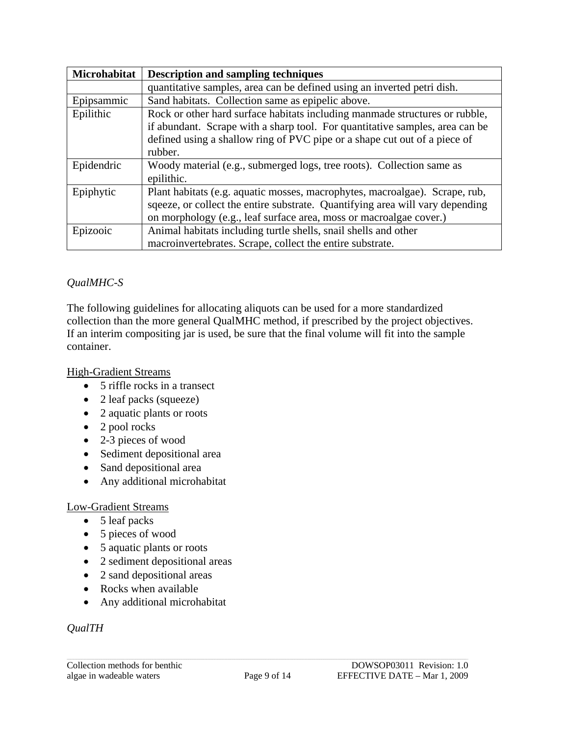| Microhabitat | Description and sampling techniques |
| --- | --- |
| | quantitative samples, area can be defined using an inverted petri dish. |
| Epipsammic | Sand habitats. Collection same as epipelic above. |
| Epilithic | Rock or other hard surface habitats including manmade structures or rubble, if abundant. Scrape with a sharp tool. For quantitative samples, area can be defined using a shallow ring of PVC pipe or a shape cut out of a piece of rubber. |
| Epidendric | Woody material (e.g., submerged logs, tree roots). Collection same as epilithic. |
| Epiphytic | Plant habitats (e.g. aquatic mosses, macrophytes, macroalgae). Scrape, rub, sqeeze, or collect the entire substrate. Quantifying area will vary depending on morphology (e.g., leaf surface area, moss or macroalgae cover.) |
| Epizooic | Animal habitats including turtle shells, snail shells and other macroinvertebrates. Scrape, collect the entire substrate. |

*QualMHC-S*

The following guidelines for allocating aliquots can be used for a more standardized collection than the more general QualMHC method, if prescribed by the project objectives. If an interim compositing jar is used, be sure that the final volume will fit into the sample container.

High-Gradient Streams

- 5 riffle rocks in a transect
- 2 leaf packs (squeeze)
- 2 aquatic plants or roots
- 2 pool rocks
- 2-3 pieces of wood
- Sediment depositional area
- Sand depositional area
- Any additional microhabitat

Low-Gradient Streams

- 5 leaf packs
- 5 pieces of wood
- 5 aquatic plants or roots
- 2 sediment depositional areas
- 2 sand depositional areas
- Rocks when available
- Any additional microhabitat

*QualTH*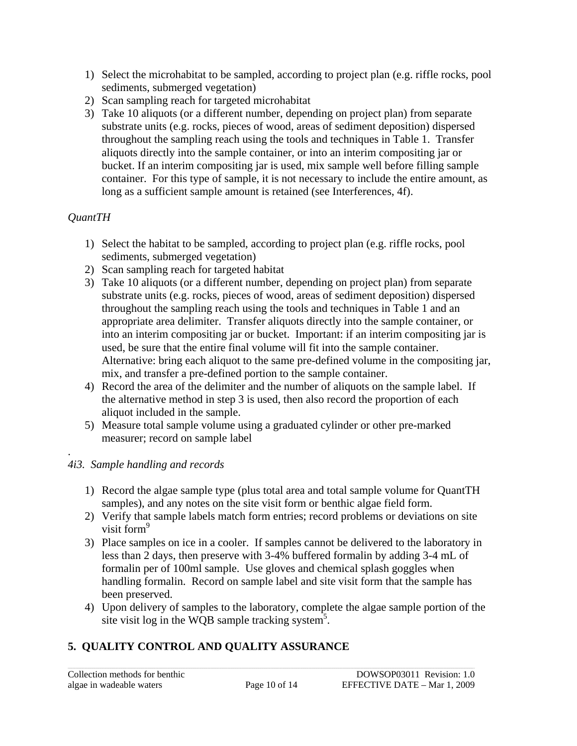1) Select the microhabitat to be sampled, according to project plan (e.g. riffle rocks, pool sediments, submerged vegetation)
2) Scan sampling reach for targeted microhabitat
3) Take 10 aliquots (or a different number, depending on project plan) from separate substrate units (e.g. rocks, pieces of wood, areas of sediment deposition) dispersed throughout the sampling reach using the tools and techniques in Table 1. Transfer aliquots directly into the sample container, or into an interim compositing jar or bucket. If an interim compositing jar is used, mix sample well before filling sample container. For this type of sample, it is not necessary to include the entire amount, as long as a sufficient sample amount is retained (see Interferences, 4f).

*QuantTH*

1) Select the habitat to be sampled, according to project plan (e.g. riffle rocks, pool sediments, submerged vegetation)
2) Scan sampling reach for targeted habitat
3) Take 10 aliquots (or a different number, depending on project plan) from separate substrate units (e.g. rocks, pieces of wood, areas of sediment deposition) dispersed throughout the sampling reach using the tools and techniques in Table 1 and an appropriate area delimiter. Transfer aliquots directly into the sample container, or into an interim compositing jar or bucket. Important: if an interim compositing jar is used, be sure that the entire final volume will fit into the sample container. Alternative: bring each aliquot to the same pre-defined volume in the compositing jar, mix, and transfer a pre-defined portion to the sample container.
4) Record the area of the delimiter and the number of aliquots on the sample label. If the alternative method in step 3 is used, then also record the proportion of each aliquot included in the sample.
5) Measure total sample volume using a graduated cylinder or other pre-marked measurer; record on sample label

.

*4i3. Sample handling and records*

1) Record the algae sample type (plus total area and total sample volume for QuantTH samples), and any notes on the site visit form or benthic algae field form.
2) Verify that sample labels match form entries; record problems or deviations on site visit form[9]
3) Place samples on ice in a cooler. If samples cannot be delivered to the laboratory in less than 2 days, then preserve with 3-4% buffered formalin by adding 3-4 mL of formalin per of 100ml sample. Use gloves and chemical splash goggles when handling formalin. Record on sample label and site visit form that the sample has been preserved.
4) Upon delivery of samples to the laboratory, complete the algae sample portion of the site visit log in the WQB sample tracking system[5].

## 5. QUALITY CONTROL AND QUALITY ASSURANCE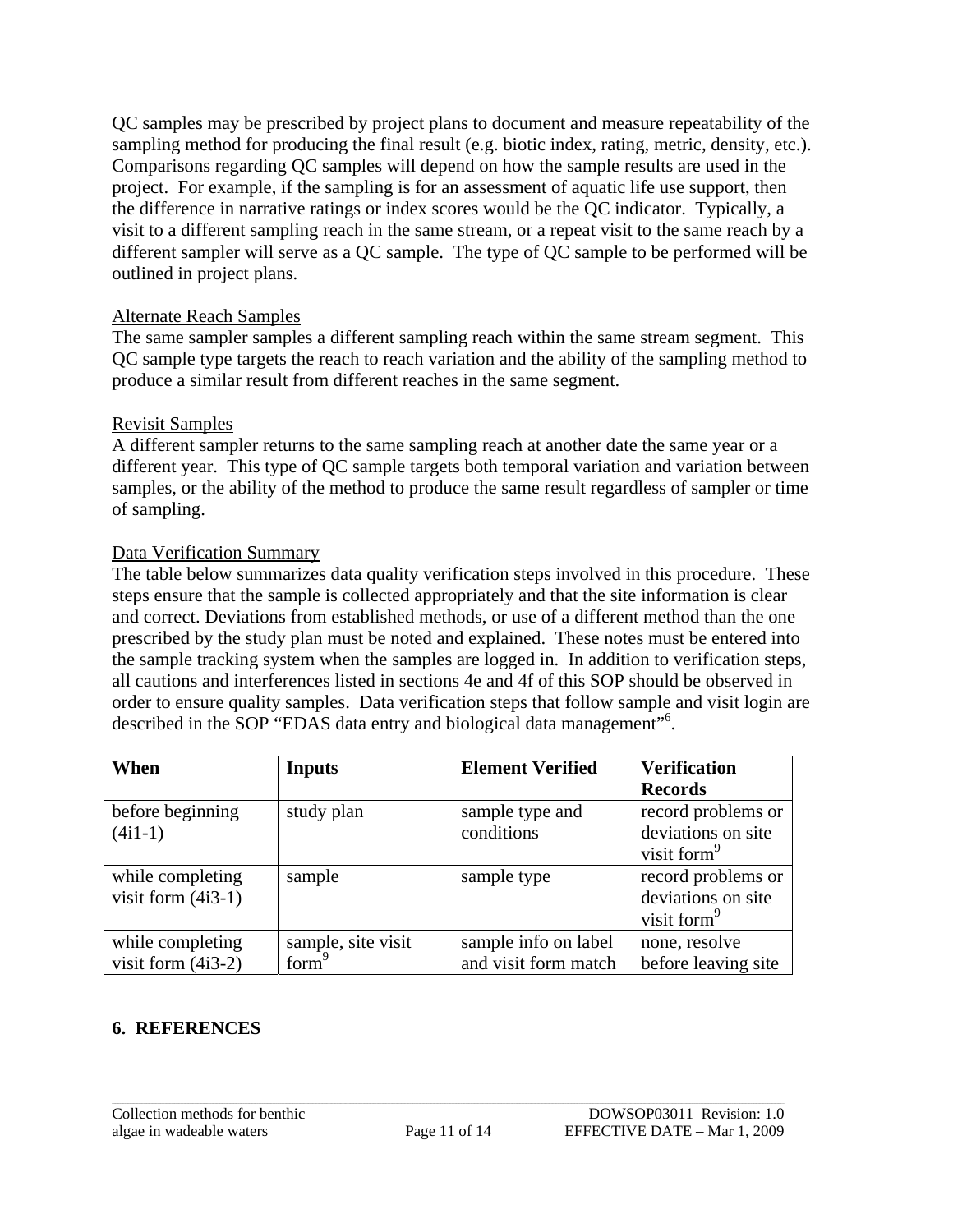QC samples may be prescribed by project plans to document and measure repeatability of the sampling method for producing the final result (e.g. biotic index, rating, metric, density, etc.). Comparisons regarding QC samples will depend on how the sample results are used in the project. For example, if the sampling is for an assessment of aquatic life use support, then the difference in narrative ratings or index scores would be the QC indicator. Typically, a visit to a different sampling reach in the same stream, or a repeat visit to the same reach by a different sampler will serve as a QC sample. The type of QC sample to be performed will be outlined in project plans.

Alternate Reach Samples

The same sampler samples a different sampling reach within the same stream segment. This QC sample type targets the reach to reach variation and the ability of the sampling method to produce a similar result from different reaches in the same segment.

Revisit Samples

A different sampler returns to the same sampling reach at another date the same year or a different year. This type of QC sample targets both temporal variation and variation between samples, or the ability of the method to produce the same result regardless of sampler or time of sampling.

Data Verification Summary

The table below summarizes data quality verification steps involved in this procedure. These steps ensure that the sample is collected appropriately and that the site information is clear and correct. Deviations from established methods, or use of a different method than the one prescribed by the study plan must be noted and explained. These notes must be entered into the sample tracking system when the samples are logged in. In addition to verification steps, all cautions and interferences listed in sections 4e and 4f of this SOP should be observed in order to ensure quality samples. Data verification steps that follow sample and visit login are described in the SOP "EDAS data entry and biological data management"[6].

| When | Inputs | Element Verified | Verification Records |
|---|---|---|---|
| before beginning (4i1-1) | study plan | sample type and conditions | record problems or deviations on site visit form[9] |
| while completing visit form (4i3-1) | sample | sample type | record problems or deviations on site visit form[9] |
| while completing visit form (4i3-2) | sample, site visit form[9] | sample info on label and visit form match | none, resolve before leaving site |

## 6. REFERENCES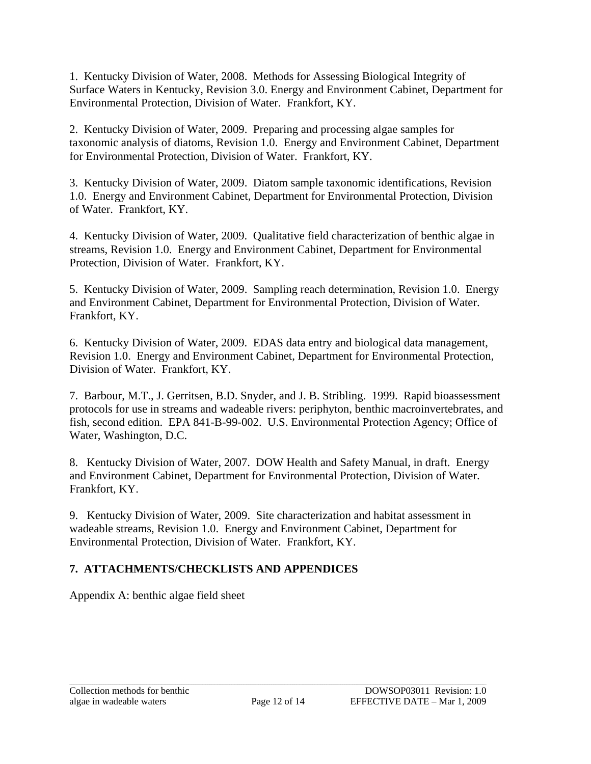1. Kentucky Division of Water, 2008. Methods for Assessing Biological Integrity of Surface Waters in Kentucky, Revision 3.0. Energy and Environment Cabinet, Department for Environmental Protection, Division of Water. Frankfort, KY.

2. Kentucky Division of Water, 2009. Preparing and processing algae samples for taxonomic analysis of diatoms, Revision 1.0. Energy and Environment Cabinet, Department for Environmental Protection, Division of Water. Frankfort, KY.

3. Kentucky Division of Water, 2009. Diatom sample taxonomic identifications, Revision 1.0. Energy and Environment Cabinet, Department for Environmental Protection, Division of Water. Frankfort, KY.

4. Kentucky Division of Water, 2009. Qualitative field characterization of benthic algae in streams, Revision 1.0. Energy and Environment Cabinet, Department for Environmental Protection, Division of Water. Frankfort, KY.

5. Kentucky Division of Water, 2009. Sampling reach determination, Revision 1.0. Energy and Environment Cabinet, Department for Environmental Protection, Division of Water. Frankfort, KY.

6. Kentucky Division of Water, 2009. EDAS data entry and biological data management, Revision 1.0. Energy and Environment Cabinet, Department for Environmental Protection, Division of Water. Frankfort, KY.

7. Barbour, M.T., J. Gerritsen, B.D. Snyder, and J. B. Stribling. 1999. Rapid bioassessment protocols for use in streams and wadeable rivers: periphyton, benthic macroinvertebrates, and fish, second edition. EPA 841-B-99-002. U.S. Environmental Protection Agency; Office of Water, Washington, D.C.

8. Kentucky Division of Water, 2007. DOW Health and Safety Manual, in draft. Energy and Environment Cabinet, Department for Environmental Protection, Division of Water. Frankfort, KY.

9. Kentucky Division of Water, 2009. Site characterization and habitat assessment in wadeable streams, Revision 1.0. Energy and Environment Cabinet, Department for Environmental Protection, Division of Water. Frankfort, KY.

## 7. ATTACHMENTS/CHECKLISTS AND APPENDICES

Appendix A: benthic algae field sheet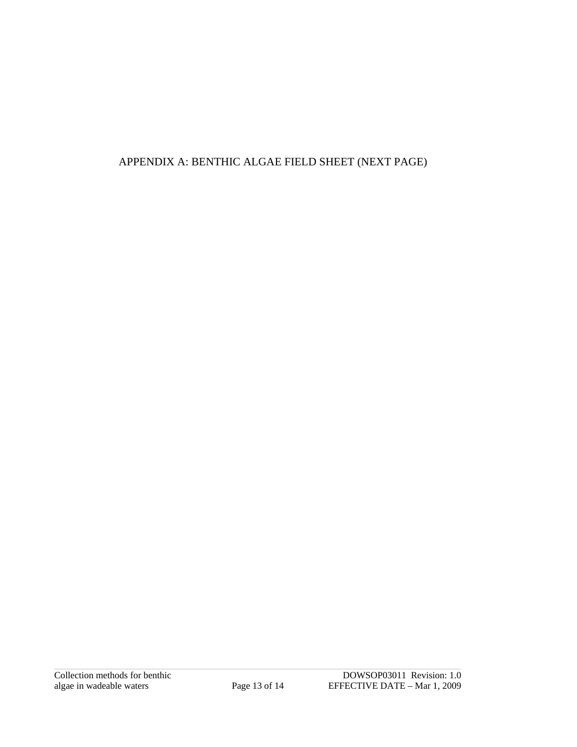APPENDIX A: BENTHIC ALGAE FIELD SHEET (NEXT PAGE)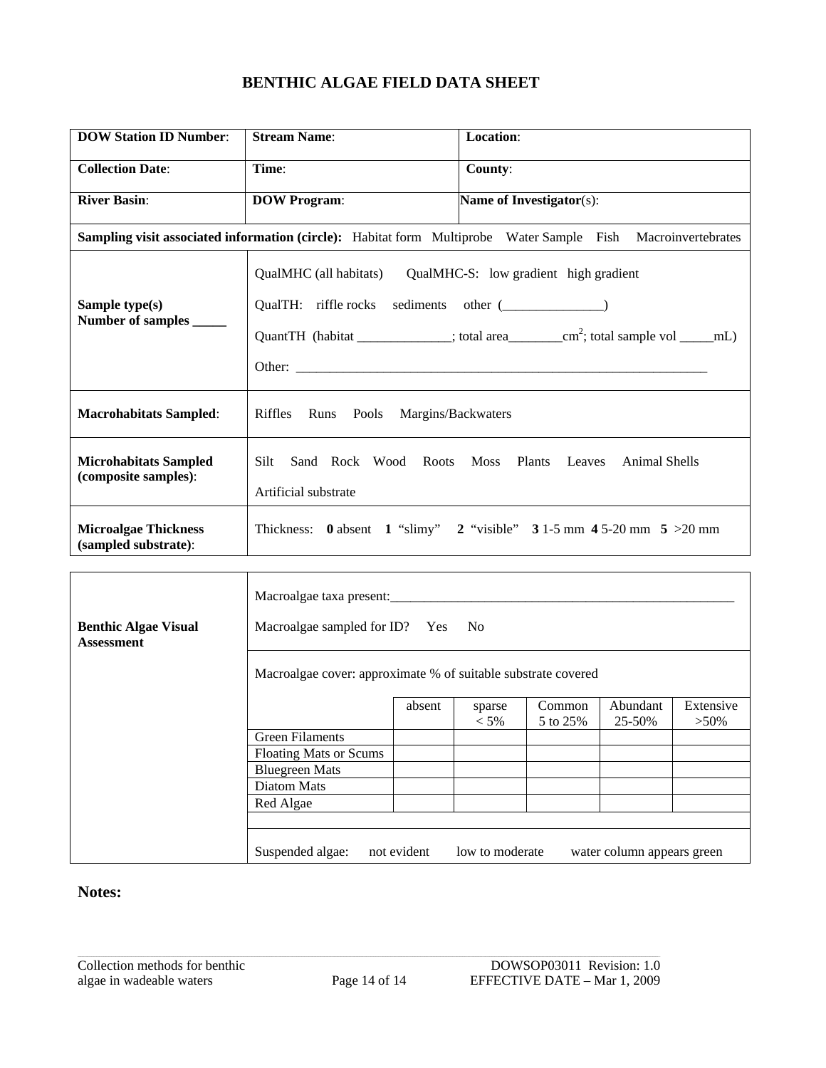# BENTHIC ALGAE FIELD DATA SHEET

| | | |
|---|---|---|
| **DOW Station ID Number**: | **Stream Name**: | **Location**: |
| **Collection Date**: | **Time**: | **County**: |
| **River Basin**: | **DOW Program**: | **Name of Investigator**(s): |
| **Sampling visit associated information (circle):** Habitat form Multiprobe Water Sample Fish Macroinvertebrates | | |

| | |
|---|---|
| **Sample type(s)** <br> **Number of samples _____** | QualMHC (all habitats) QualMHC-S: low gradient high gradient <br> QualTH: riffle rocks sediments other (_______________) <br> QuantTH (habitat ______________; total area________$cm^2$; total sample vol _____mL) <br> Other: ________________________________________________________________ |
| **Macrohabitats Sampled**: | Riffles Runs Pools Margins/Backwaters |
| **Microhabitats Sampled (composite samples)**: | Silt Sand Rock Wood Roots Moss Plants Leaves Animal Shells <br> Artificial substrate |
| **Microalgae Thickness (sampled substrate)**: | Thickness: **0** absent **1** "slimy" **2** "visible" **3** 1-5 mm **4** 5-20 mm **5** >20 mm |

**Benthic Algae Visual Assessment**

Macroalgae taxa present:_____________________________________________________

Macroalgae sampled for ID? Yes No

Macroalgae cover: approximate % of suitable substrate covered

| | absent | sparse < 5% | Common 5 to 25% | Abundant 25-50% | Extensive >50% |
|---|---|---|---|---|---|
| Green Filaments | | | | | |
| Floating Mats or Scums | | | | | |
| Bluegreen Mats | | | | | |
| Diatom Mats | | | | | |
| Red Algae | | | | | |

Suspended algae: not evident low to moderate water column appears green

**Notes:**